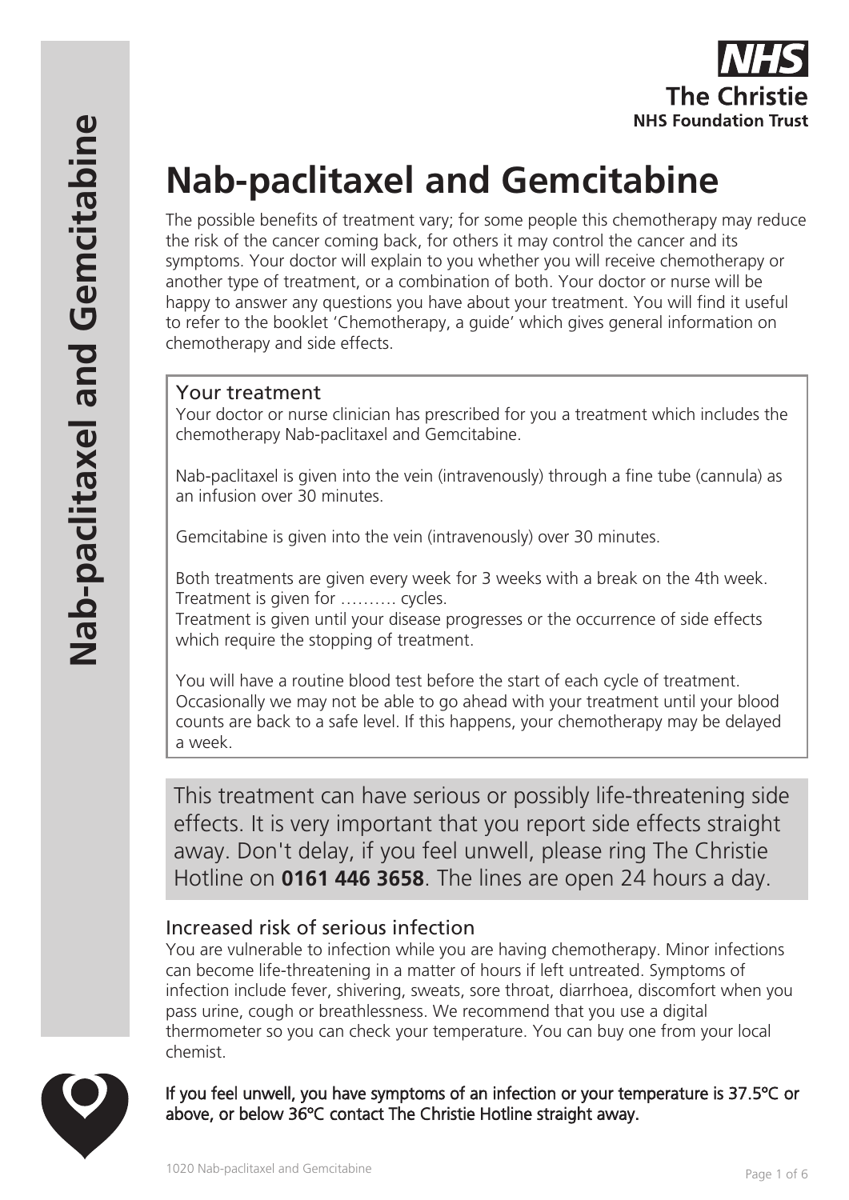NHS
The Christie
NHS Foundation Trust

# Nab-paclitaxel and Gemcitabine

The possible benefits of treatment vary; for some people this chemotherapy may reduce the risk of the cancer coming back, for others it may control the cancer and its symptoms. Your doctor will explain to you whether you will receive chemotherapy or another type of treatment, or a combination of both. Your doctor or nurse will be happy to answer any questions you have about your treatment. You will find it useful to refer to the booklet 'Chemotherapy, a guide' which gives general information on chemotherapy and side effects.

## Your treatment

Your doctor or nurse clinician has prescribed for you a treatment which includes the chemotherapy Nab-paclitaxel and Gemcitabine.

Nab-paclitaxel is given into the vein (intravenously) through a fine tube (cannula) as an infusion over 30 minutes.

Gemcitabine is given into the vein (intravenously) over 30 minutes.

Both treatments are given every week for 3 weeks with a break on the 4th week.
Treatment is given for ………. cycles.
Treatment is given until your disease progresses or the occurrence of side effects which require the stopping of treatment.

You will have a routine blood test before the start of each cycle of treatment. Occasionally we may not be able to go ahead with your treatment until your blood counts are back to a safe level. If this happens, your chemotherapy may be delayed a week.

This treatment can have serious or possibly life-threatening side effects. It is very important that you report side effects straight away. Don't delay, if you feel unwell, please ring The Christie Hotline on **0161 446 3658**. The lines are open 24 hours a day.

## Increased risk of serious infection

You are vulnerable to infection while you are having chemotherapy. Minor infections can become life-threatening in a matter of hours if left untreated. Symptoms of infection include fever, shivering, sweats, sore throat, diarrhoea, discomfort when you pass urine, cough or breathlessness. We recommend that you use a digital thermometer so you can check your temperature. You can buy one from your local chemist.

**If you feel unwell, you have symptoms of an infection or your temperature is 37.5°C or above, or below 36°C contact The Christie Hotline straight away.**

1020 Nab-paclitaxel and Gemcitabine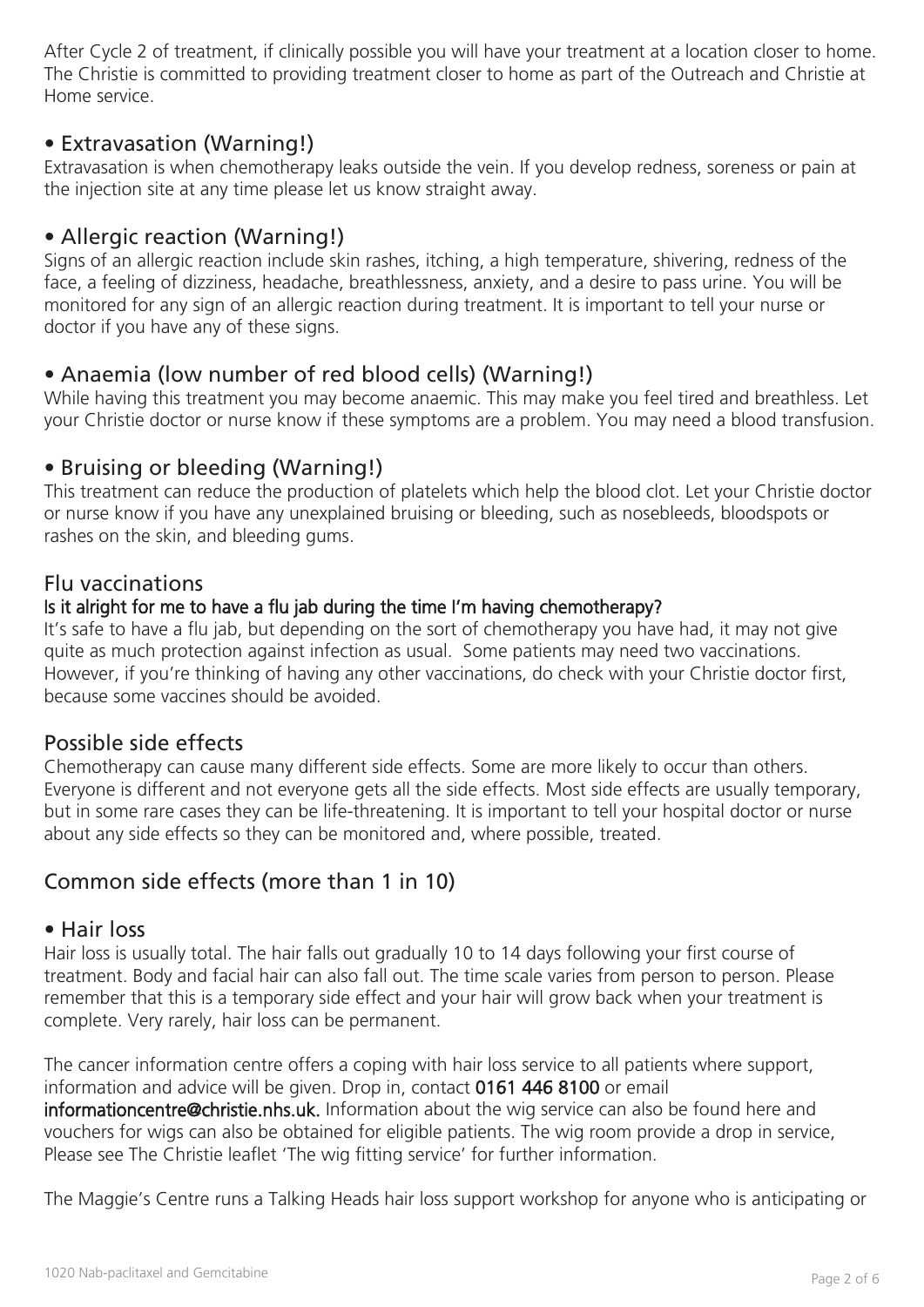After Cycle 2 of treatment, if clinically possible you will have your treatment at a location closer to home. The Christie is committed to providing treatment closer to home as part of the Outreach and Christie at Home service.

## • Extravasation (Warning!)

Extravasation is when chemotherapy leaks outside the vein. If you develop redness, soreness or pain at the injection site at any time please let us know straight away.

## • Allergic reaction (Warning!)

Signs of an allergic reaction include skin rashes, itching, a high temperature, shivering, redness of the face, a feeling of dizziness, headache, breathlessness, anxiety, and a desire to pass urine. You will be monitored for any sign of an allergic reaction during treatment. It is important to tell your nurse or doctor if you have any of these signs.

## • Anaemia (low number of red blood cells) (Warning!)

While having this treatment you may become anaemic. This may make you feel tired and breathless. Let your Christie doctor or nurse know if these symptoms are a problem. You may need a blood transfusion.

## • Bruising or bleeding (Warning!)

This treatment can reduce the production of platelets which help the blood clot. Let your Christie doctor or nurse know if you have any unexplained bruising or bleeding, such as nosebleeds, bloodspots or rashes on the skin, and bleeding gums.

## Flu vaccinations

### Is it alright for me to have a flu jab during the time I'm having chemotherapy?

It's safe to have a flu jab, but depending on the sort of chemotherapy you have had, it may not give quite as much protection against infection as usual. Some patients may need two vaccinations. However, if you're thinking of having any other vaccinations, do check with your Christie doctor first, because some vaccines should be avoided.

## Possible side effects

Chemotherapy can cause many different side effects. Some are more likely to occur than others. Everyone is different and not everyone gets all the side effects. Most side effects are usually temporary, but in some rare cases they can be life-threatening. It is important to tell your hospital doctor or nurse about any side effects so they can be monitored and, where possible, treated.

## Common side effects (more than 1 in 10)

## • Hair loss

Hair loss is usually total. The hair falls out gradually 10 to 14 days following your first course of treatment. Body and facial hair can also fall out. The time scale varies from person to person. Please remember that this is a temporary side effect and your hair will grow back when your treatment is complete. Very rarely, hair loss can be permanent.

The cancer information centre offers a coping with hair loss service to all patients where support, information and advice will be given. Drop in, contact **0161 446 8100** or email **informationcentre@christie.nhs.uk.** Information about the wig service can also be found here and vouchers for wigs can also be obtained for eligible patients. The wig room provide a drop in service, Please see The Christie leaflet 'The wig fitting service' for further information.

The Maggie's Centre runs a Talking Heads hair loss support workshop for anyone who is anticipating or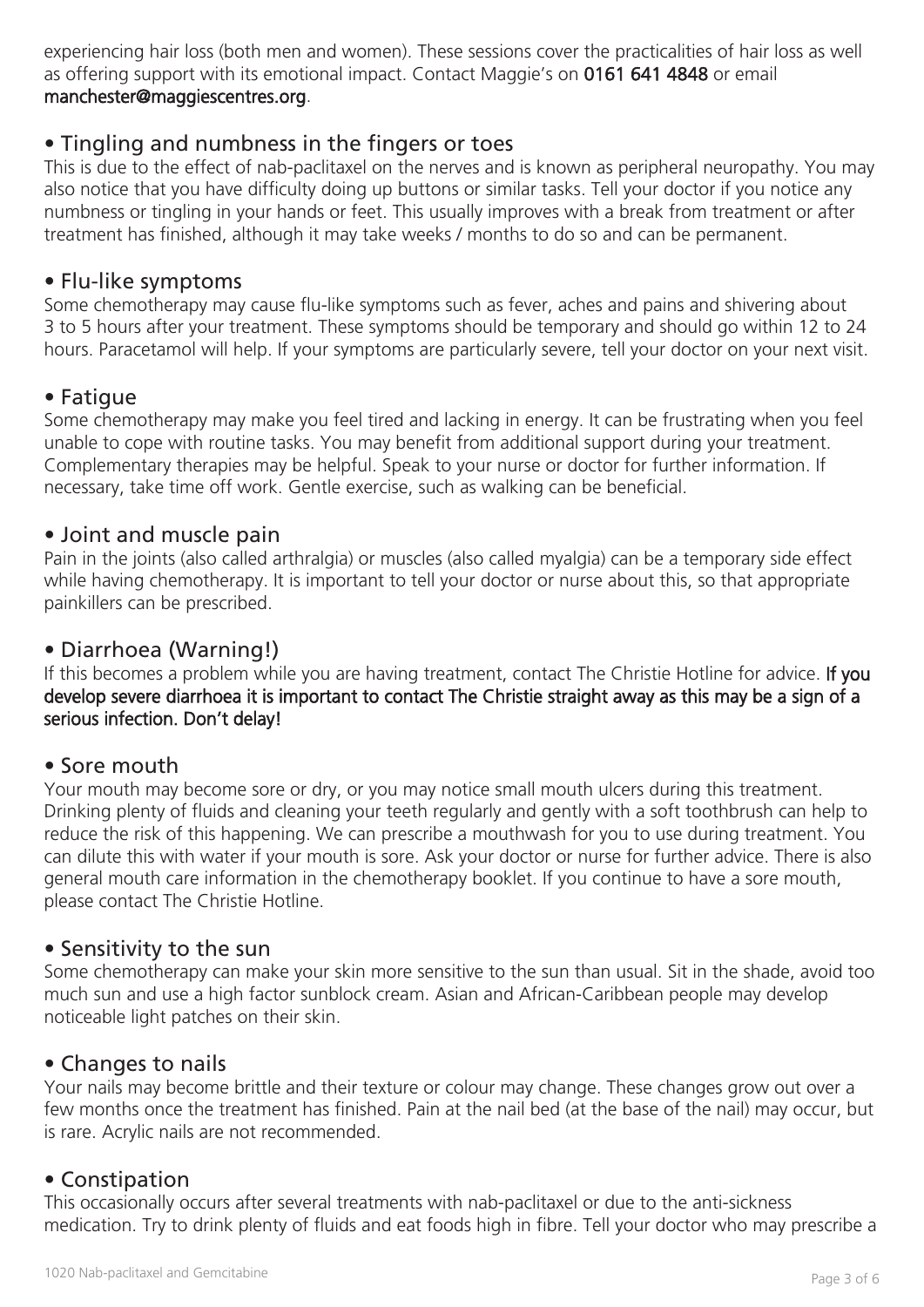experiencing hair loss (both men and women). These sessions cover the practicalities of hair loss as well as offering support with its emotional impact. Contact Maggie's on **0161 641 4848** or email **manchester@maggiescentres.org**.

## • Tingling and numbness in the fingers or toes

This is due to the effect of nab-paclitaxel on the nerves and is known as peripheral neuropathy. You may also notice that you have difficulty doing up buttons or similar tasks. Tell your doctor if you notice any numbness or tingling in your hands or feet. This usually improves with a break from treatment or after treatment has finished, although it may take weeks / months to do so and can be permanent.

## • Flu-like symptoms

Some chemotherapy may cause flu-like symptoms such as fever, aches and pains and shivering about 3 to 5 hours after your treatment. These symptoms should be temporary and should go within 12 to 24 hours. Paracetamol will help. If your symptoms are particularly severe, tell your doctor on your next visit.

## • Fatigue

Some chemotherapy may make you feel tired and lacking in energy. It can be frustrating when you feel unable to cope with routine tasks. You may benefit from additional support during your treatment. Complementary therapies may be helpful. Speak to your nurse or doctor for further information. If necessary, take time off work. Gentle exercise, such as walking can be beneficial.

## • Joint and muscle pain

Pain in the joints (also called arthralgia) or muscles (also called myalgia) can be a temporary side effect while having chemotherapy. It is important to tell your doctor or nurse about this, so that appropriate painkillers can be prescribed.

## • Diarrhoea (Warning!)

If this becomes a problem while you are having treatment, contact The Christie Hotline for advice. **If you develop severe diarrhoea it is important to contact The Christie straight away as this may be a sign of a serious infection. Don't delay!**

## • Sore mouth

Your mouth may become sore or dry, or you may notice small mouth ulcers during this treatment. Drinking plenty of fluids and cleaning your teeth regularly and gently with a soft toothbrush can help to reduce the risk of this happening. We can prescribe a mouthwash for you to use during treatment. You can dilute this with water if your mouth is sore. Ask your doctor or nurse for further advice. There is also general mouth care information in the chemotherapy booklet. If you continue to have a sore mouth, please contact The Christie Hotline.

## • Sensitivity to the sun

Some chemotherapy can make your skin more sensitive to the sun than usual. Sit in the shade, avoid too much sun and use a high factor sunblock cream. Asian and African-Caribbean people may develop noticeable light patches on their skin.

## • Changes to nails

Your nails may become brittle and their texture or colour may change. These changes grow out over a few months once the treatment has finished. Pain at the nail bed (at the base of the nail) may occur, but is rare. Acrylic nails are not recommended.

## • Constipation

This occasionally occurs after several treatments with nab-paclitaxel or due to the anti-sickness medication. Try to drink plenty of fluids and eat foods high in fibre. Tell your doctor who may prescribe a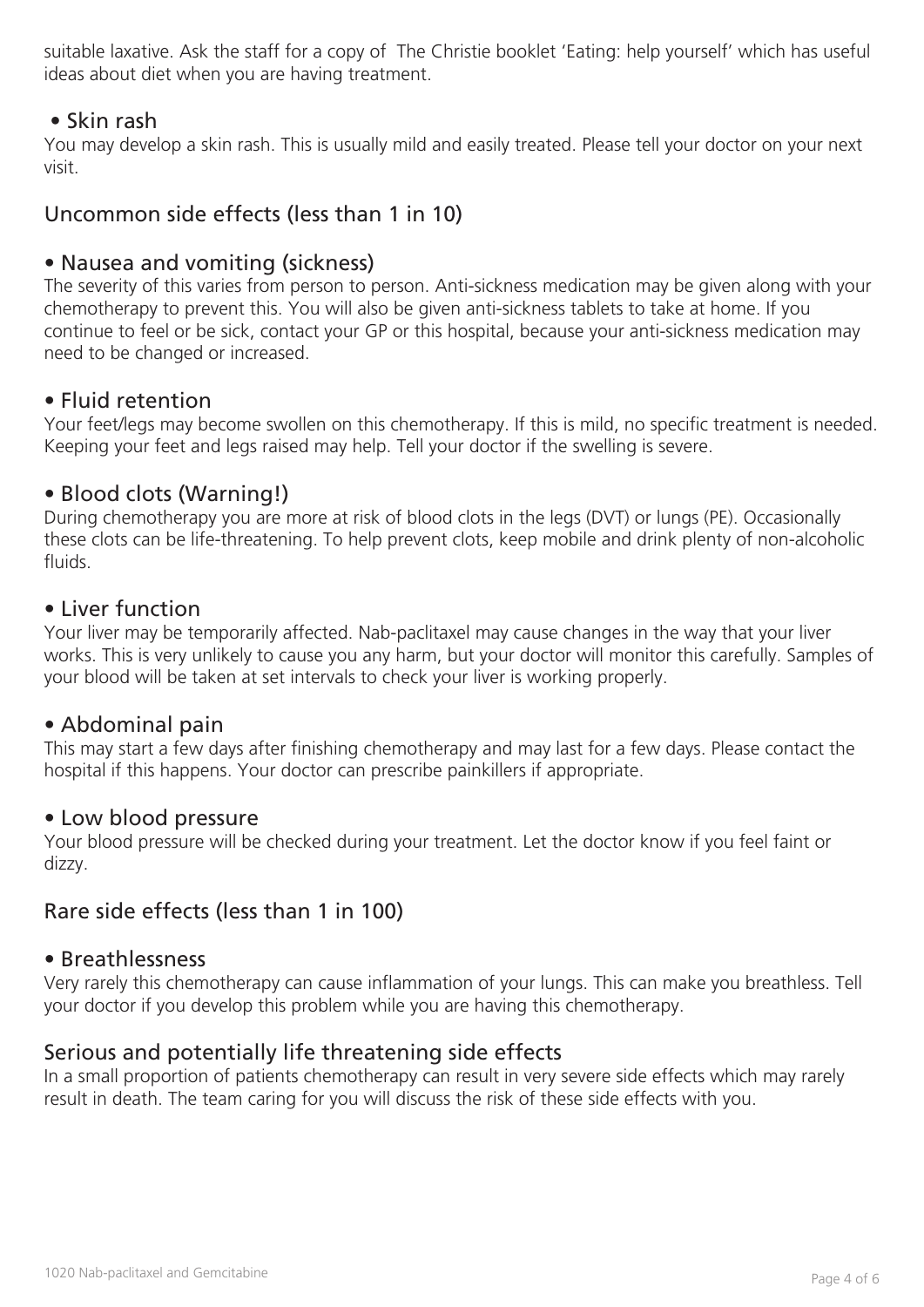suitable laxative. Ask the staff for a copy of The Christie booklet 'Eating: help yourself' which has useful ideas about diet when you are having treatment.

### • Skin rash

You may develop a skin rash. This is usually mild and easily treated. Please tell your doctor on your next visit.

## Uncommon side effects (less than 1 in 10)

### • Nausea and vomiting (sickness)

The severity of this varies from person to person. Anti-sickness medication may be given along with your chemotherapy to prevent this. You will also be given anti-sickness tablets to take at home. If you continue to feel or be sick, contact your GP or this hospital, because your anti-sickness medication may need to be changed or increased.

### • Fluid retention

Your feet/legs may become swollen on this chemotherapy. If this is mild, no specific treatment is needed. Keeping your feet and legs raised may help. Tell your doctor if the swelling is severe.

### • Blood clots (Warning!)

During chemotherapy you are more at risk of blood clots in the legs (DVT) or lungs (PE). Occasionally these clots can be life-threatening. To help prevent clots, keep mobile and drink plenty of non-alcoholic fluids.

### • Liver function

Your liver may be temporarily affected. Nab-paclitaxel may cause changes in the way that your liver works. This is very unlikely to cause you any harm, but your doctor will monitor this carefully. Samples of your blood will be taken at set intervals to check your liver is working properly.

### • Abdominal pain

This may start a few days after finishing chemotherapy and may last for a few days. Please contact the hospital if this happens. Your doctor can prescribe painkillers if appropriate.

### • Low blood pressure

Your blood pressure will be checked during your treatment. Let the doctor know if you feel faint or dizzy.

## Rare side effects (less than 1 in 100)

### • Breathlessness

Very rarely this chemotherapy can cause inflammation of your lungs. This can make you breathless. Tell your doctor if you develop this problem while you are having this chemotherapy.

## Serious and potentially life threatening side effects

In a small proportion of patients chemotherapy can result in very severe side effects which may rarely result in death. The team caring for you will discuss the risk of these side effects with you.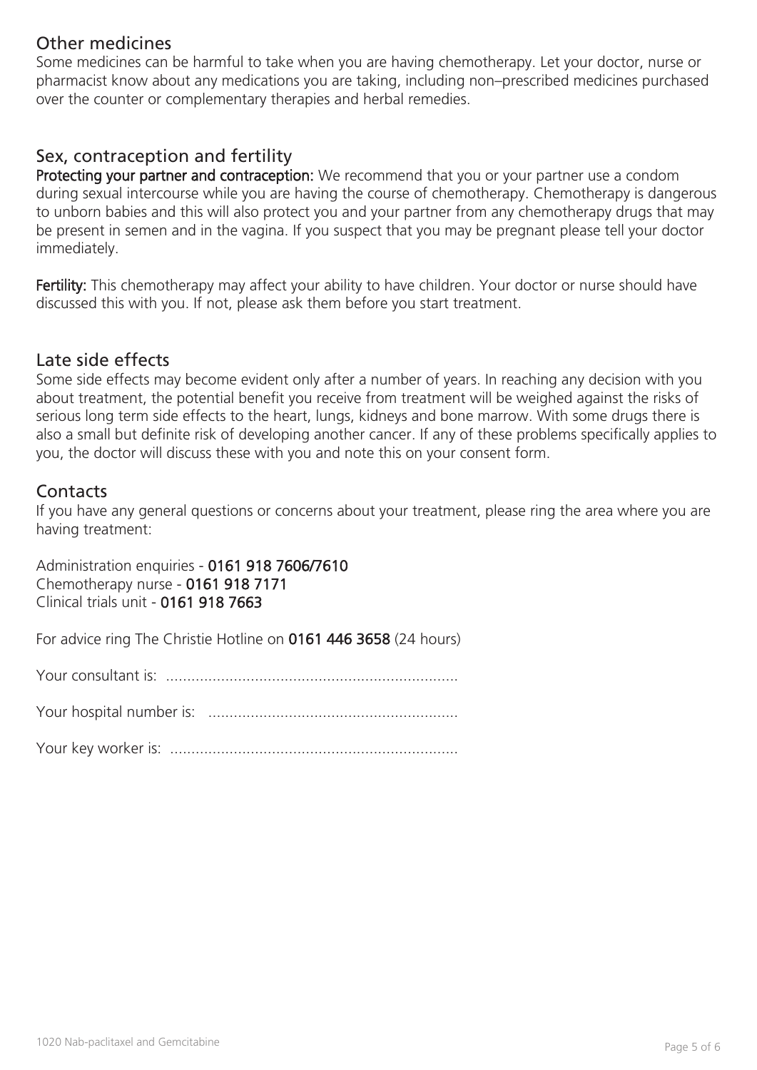## Other medicines

Some medicines can be harmful to take when you are having chemotherapy. Let your doctor, nurse or pharmacist know about any medications you are taking, including non–prescribed medicines purchased over the counter or complementary therapies and herbal remedies.

## Sex, contraception and fertility

**Protecting your partner and contraception:** We recommend that you or your partner use a condom during sexual intercourse while you are having the course of chemotherapy. Chemotherapy is dangerous to unborn babies and this will also protect you and your partner from any chemotherapy drugs that may be present in semen and in the vagina. If you suspect that you may be pregnant please tell your doctor immediately.

**Fertility:** This chemotherapy may affect your ability to have children. Your doctor or nurse should have discussed this with you. If not, please ask them before you start treatment.

## Late side effects

Some side effects may become evident only after a number of years. In reaching any decision with you about treatment, the potential benefit you receive from treatment will be weighed against the risks of serious long term side effects to the heart, lungs, kidneys and bone marrow. With some drugs there is also a small but definite risk of developing another cancer. If any of these problems specifically applies to you, the doctor will discuss these with you and note this on your consent form.

## Contacts

If you have any general questions or concerns about your treatment, please ring the area where you are having treatment:

Administration enquiries - **0161 918 7606/7610**
Chemotherapy nurse - **0161 918 7171**
Clinical trials unit - **0161 918 7663**

For advice ring The Christie Hotline on **0161 446 3658** (24 hours)

Your consultant is: ....................................................................

Your hospital number is: ..........................................................

Your key worker is: ...................................................................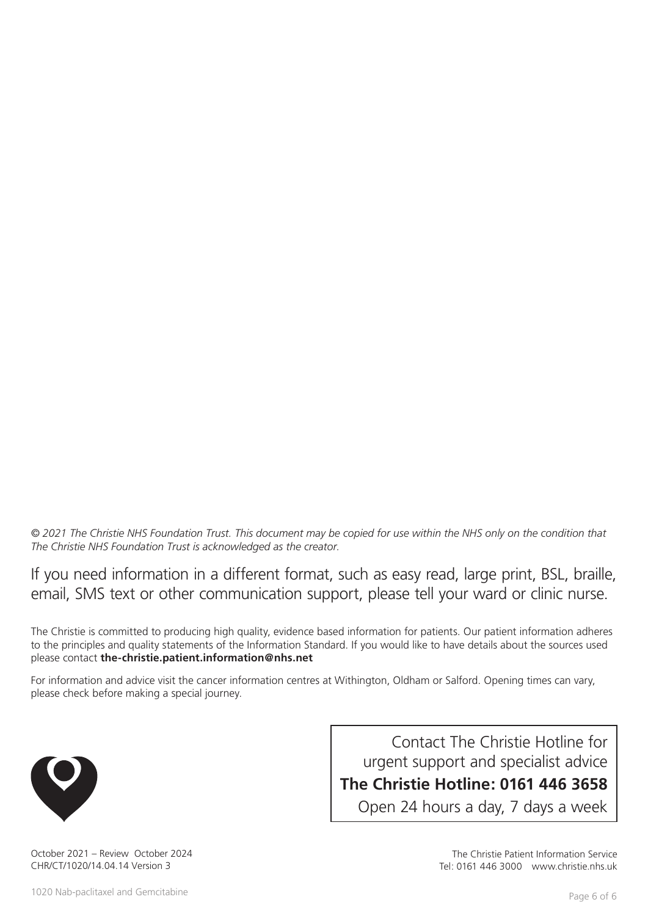*© 2021 The Christie NHS Foundation Trust. This document may be copied for use within the NHS only on the condition that The Christie NHS Foundation Trust is acknowledged as the creator.*

If you need information in a different format, such as easy read, large print, BSL, braille, email, SMS text or other communication support, please tell your ward or clinic nurse.

The Christie is committed to producing high quality, evidence based information for patients. Our patient information adheres to the principles and quality statements of the Information Standard. If you would like to have details about the sources used please contact **the-christie.patient.information@nhs.net**

For information and advice visit the cancer information centres at Withington, Oldham or Salford. Opening times can vary, please check before making a special journey.

Contact The Christie Hotline for urgent support and specialist advice

**The Christie Hotline: 0161 446 3658**

Open 24 hours a day, 7 days a week

October 2021 – Review October 2024
CHR/CT/1020/14.04.14 Version 3

The Christie Patient Information Service
Tel: 0161 446 3000 www.christie.nhs.uk

1020 Nab-paclitaxel and Gemcitabine